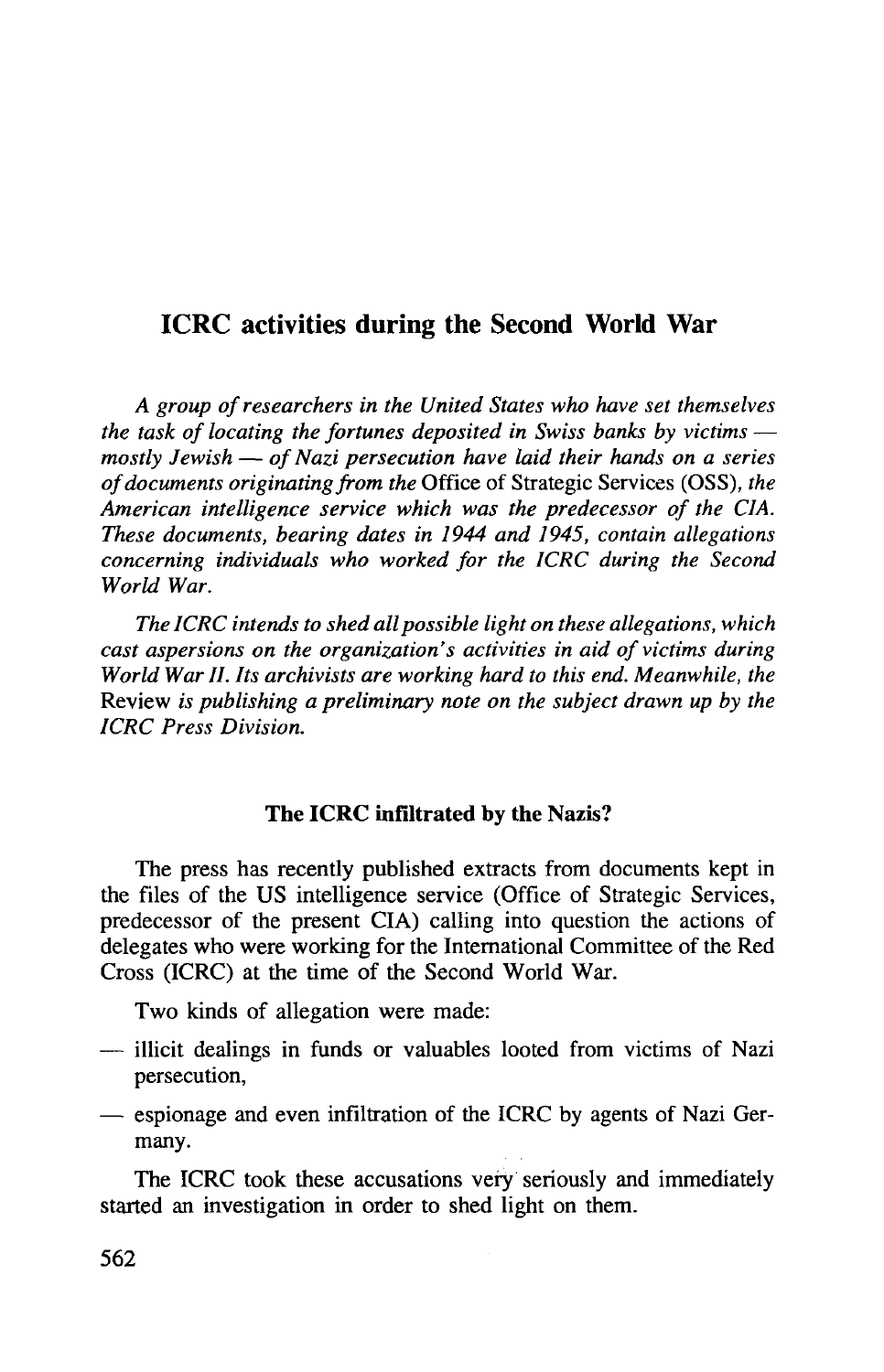# ICRC activities during the Second World War

*A group of researchers in the United States who have set themselves the task of locating the fortunes deposited in Swiss banks by victims — mostly Jewish — of Nazi persecution have laid their hands on a series of documents originating from the* Office of Strategic Services (OSS), *the American intelligence service which was the predecessor of the CIA. These documents, bearing dates in 1944 and 1945, contain allegations concerning individuals who worked for the ICRC during the Second World War.*

*The ICRC intends to shed all possible light on these allegations, which cast aspersions on the organization's activities in aid of victims during World War II. Its archivists are working hard to this end. Meanwhile, the* Review *is publishing a preliminary note on the subject drawn up by the ICRC Press Division.*

### The ICRC infiltrated by the Nazis?

The press has recently published extracts from documents kept in the files of the US intelligence service (Office of Strategic Services, predecessor of the present CIA) calling into question the actions of delegates who were working for the International Committee of the Red Cross (ICRC) at the time of the Second World War.

Two kinds of allegation were made:

- illicit dealings in funds or valuables looted from victims of Nazi persecution,
- espionage and even infiltration of the ICRC by agents of Nazi Germany.

The ICRC took these accusations very seriously and immediately started an investigation in order to shed light on them.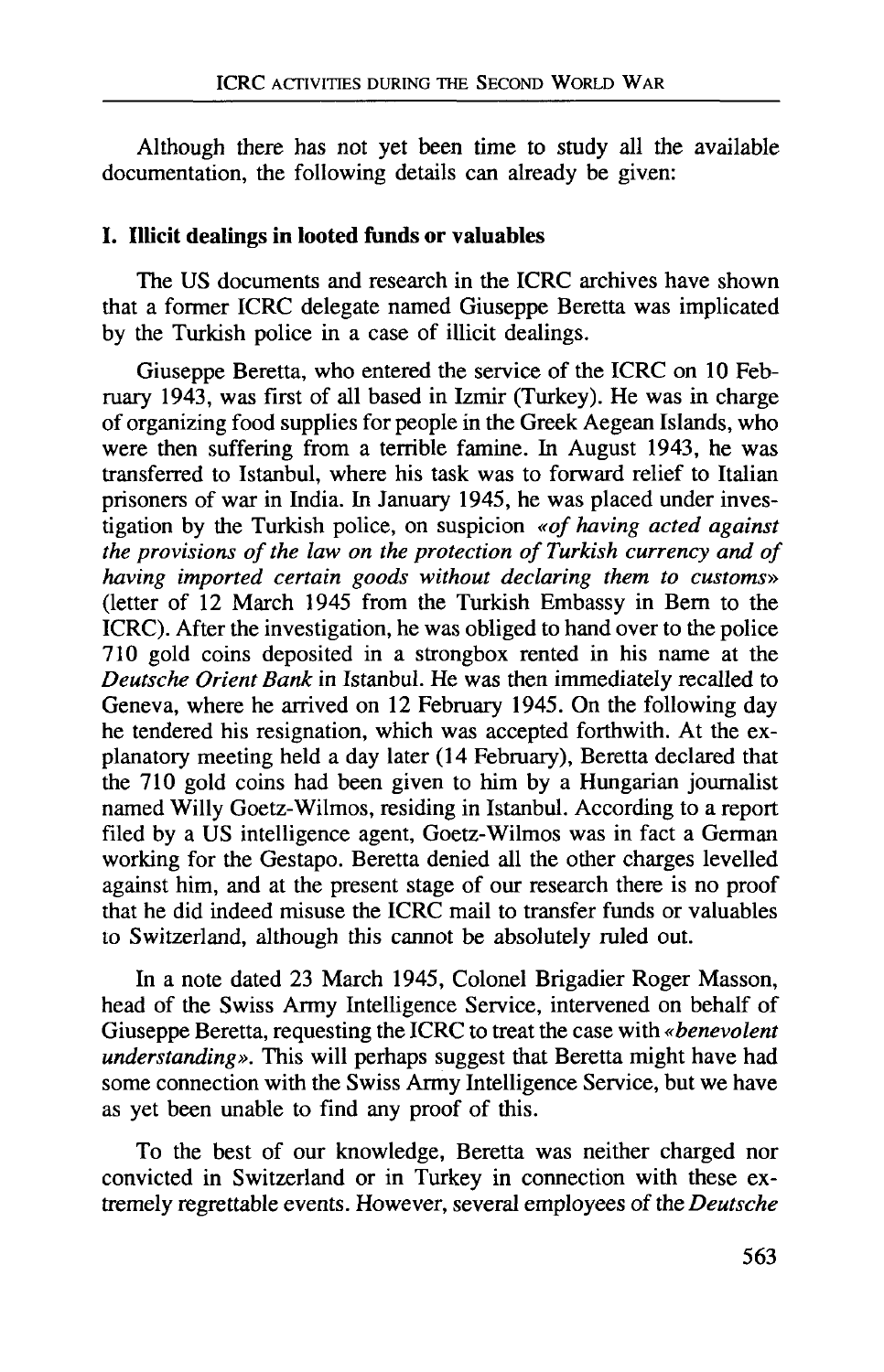Although there has not yet been time to study all the available documentation, the following details can already be given:

### I. Illicit dealings in looted funds or valuables

The US documents and research in the ICRC archives have shown that a former ICRC delegate named Giuseppe Beretta was implicated by the Turkish police in a case of illicit dealings.

Giuseppe Beretta, who entered the service of the ICRC on 10 February 1943, was first of all based in Izmir (Turkey). He was in charge of organizing food supplies for people in the Greek Aegean Islands, who were then suffering from a terrible famine. In August 1943, he was transferred to Istanbul, where his task was to forward relief to Italian prisoners of war in India. In January 1945, he was placed under investigation by the Turkish police, on suspicion *«of having acted against the provisions of the law on the protection of Turkish currency and of having imported certain goods without declaring them to customs»* (letter of 12 March 1945 from the Turkish Embassy in Bern to the ICRC). After the investigation, he was obliged to hand over to the police 710 gold coins deposited in a strongbox rented in his name at the *Deutsche Orient Bank* in Istanbul. He was then immediately recalled to Geneva, where he arrived on 12 February 1945. On the following day he tendered his resignation, which was accepted forthwith. At the explanatory meeting held a day later (14 February), Beretta declared that the 710 gold coins had been given to him by a Hungarian journalist named Willy Goetz-Wilmos, residing in Istanbul. According to a report filed by a US intelligence agent, Goetz-Wilmos was in fact a German working for the Gestapo. Beretta denied all the other charges levelled against him, and at the present stage of our research there is no proof that he did indeed misuse the ICRC mail to transfer funds or valuables to Switzerland, although this cannot be absolutely ruled out.

In a note dated 23 March 1945, Colonel Brigadier Roger Masson, head of the Swiss Army Intelligence Service, intervened on behalf of Giuseppe Beretta, requesting the ICRC to treat the case with *«benevolent understanding»*. This will perhaps suggest that Beretta might have had some connection with the Swiss Army Intelligence Service, but we have as yet been unable to find any proof of this.

To the best of our knowledge, Beretta was neither charged nor convicted in Switzerland or in Turkey in connection with these extremely regrettable events. However, several employees of the *Deutsche*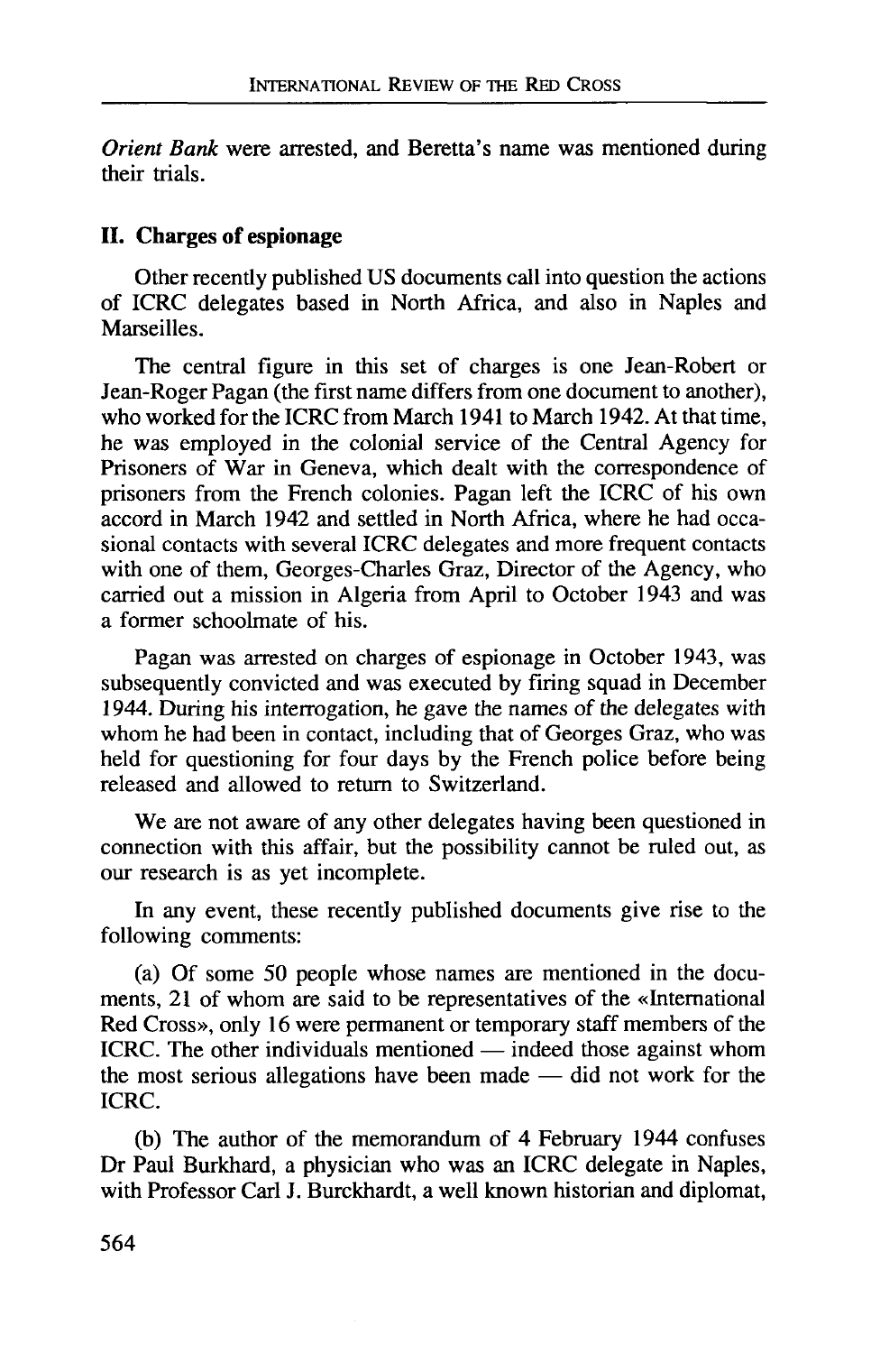*Orient Bank* were arrested, and Beretta's name was mentioned during their trials.

## II. Charges of espionage

Other recently published US documents call into question the actions of ICRC delegates based in North Africa, and also in Naples and Marseilles.

The central figure in this set of charges is one Jean-Robert or Jean-Roger Pagan (the first name differs from one document to another), who worked for the ICRC from March 1941 to March 1942. At that time, he was employed in the colonial service of the Central Agency for Prisoners of War in Geneva, which dealt with the correspondence of prisoners from the French colonies. Pagan left the ICRC of his own accord in March 1942 and settled in North Africa, where he had occasional contacts with several ICRC delegates and more frequent contacts with one of them, Georges-Charles Graz, Director of the Agency, who carried out a mission in Algeria from April to October 1943 and was a former schoolmate of his.

Pagan was arrested on charges of espionage in October 1943, was subsequently convicted and was executed by firing squad in December 1944. During his interrogation, he gave the names of the delegates with whom he had been in contact, including that of Georges Graz, who was held for questioning for four days by the French police before being released and allowed to return to Switzerland.

We are not aware of any other delegates having been questioned in connection with this affair, but the possibility cannot be ruled out, as our research is as yet incomplete.

In any event, these recently published documents give rise to the following comments:

(a) Of some 50 people whose names are mentioned in the documents, 21 of whom are said to be representatives of the «International Red Cross», only 16 were permanent or temporary staff members of the ICRC. The other individuals mentioned — indeed those against whom the most serious allegations have been made — did not work for the ICRC.

(b) The author of the memorandum of 4 February 1944 confuses Dr Paul Burkhard, a physician who was an ICRC delegate in Naples, with Professor Carl J. Burckhardt, a well known historian and diplomat,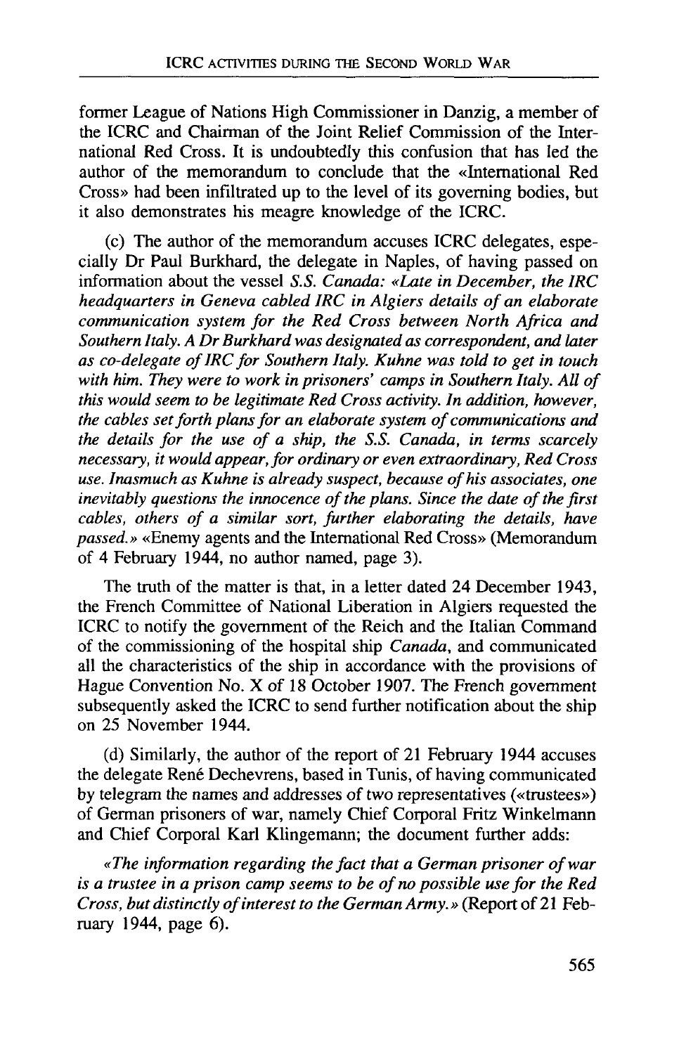former League of Nations High Commissioner in Danzig, a member of the ICRC and Chairman of the Joint Relief Commission of the International Red Cross. It is undoubtedly this confusion that has led the author of the memorandum to conclude that the «International Red Cross» had been infiltrated up to the level of its governing bodies, but it also demonstrates his meagre knowledge of the ICRC.

(c) The author of the memorandum accuses ICRC delegates, especially Dr Paul Burkhard, the delegate in Naples, of having passed on information about the vessel *S.S. Canada: «Late in December, the IRC headquarters in Geneva cabled IRC in Algiers details of an elaborate communication system for the Red Cross between North Africa and Southern Italy. A Dr Burkhard was designated as correspondent, and later as co-delegate of IRC for Southern Italy. Kuhne was told to get in touch with him. They were to work in prisoners' camps in Southern Italy. All of this would seem to be legitimate Red Cross activity. In addition, however, the cables set forth plans for an elaborate system of communications and the details for the use of a ship, the S.S. Canada, in terms scarcely necessary, it would appear, for ordinary or even extraordinary, Red Cross use. Inasmuch as Kuhne is already suspect, because of his associates, one inevitably questions the innocence of the plans. Since the date of the first cables, others of a similar sort, further elaborating the details, have passed.»* «Enemy agents and the International Red Cross» (Memorandum of 4 February 1944, no author named, page 3).

The truth of the matter is that, in a letter dated 24 December 1943, the French Committee of National Liberation in Algiers requested the ICRC to notify the government of the Reich and the Italian Command of the commissioning of the hospital ship *Canada*, and communicated all the characteristics of the ship in accordance with the provisions of Hague Convention No. X of 18 October 1907. The French government subsequently asked the ICRC to send further notification about the ship on 25 November 1944.

(d) Similarly, the author of the report of 21 February 1944 accuses the delegate René Dechevrens, based in Tunis, of having communicated by telegram the names and addresses of two representatives («trustees») of German prisoners of war, namely Chief Corporal Fritz Winkelmann and Chief Corporal Karl Klingemann; the document further adds:

*«The information regarding the fact that a German prisoner of war is a trustee in a prison camp seems to be of no possible use for the Red Cross, but distinctly of interest to the German Army.»* (Report of 21 February 1944, page 6).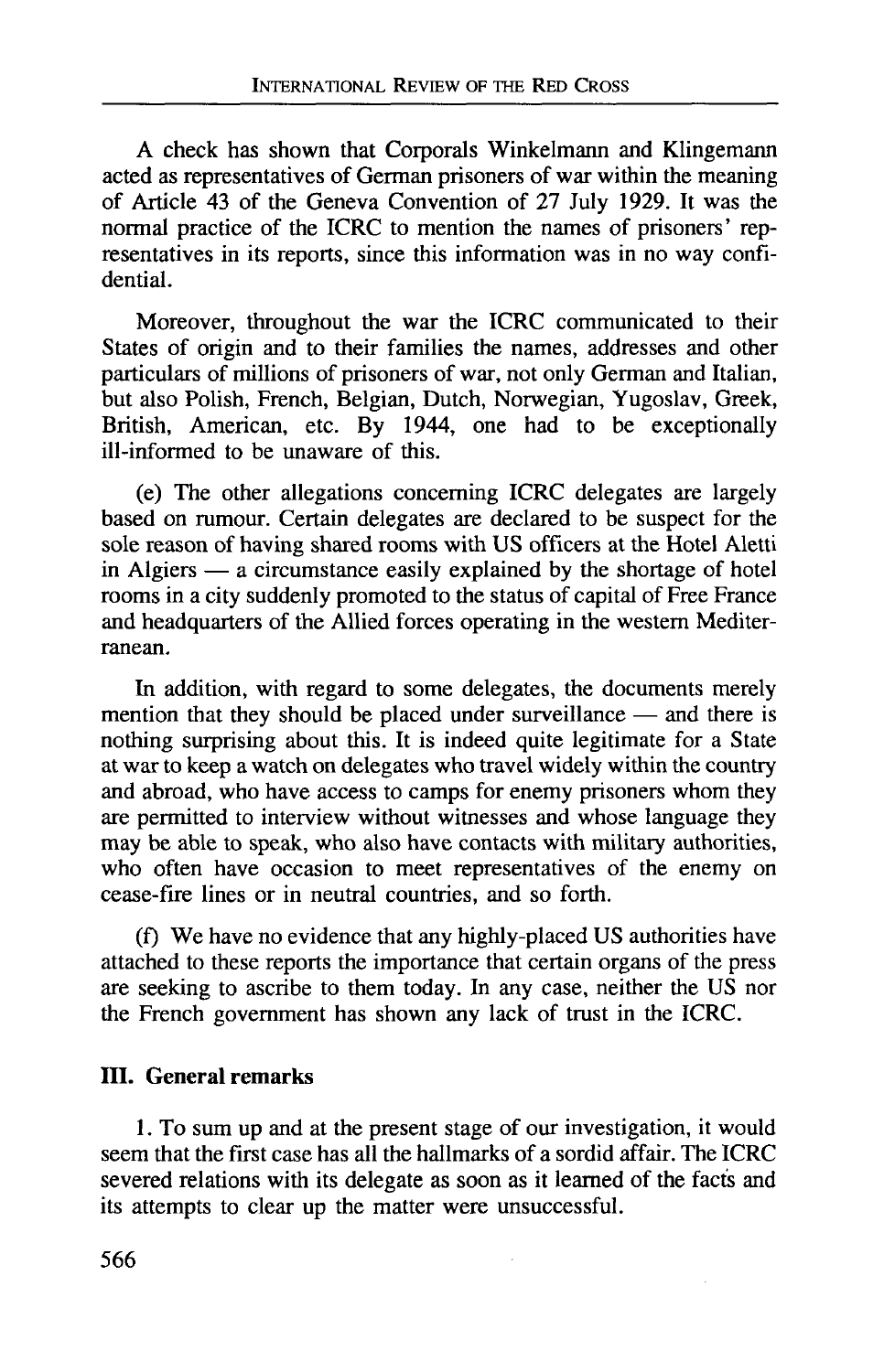A check has shown that Corporals Winkelmann and Klingemann acted as representatives of German prisoners of war within the meaning of Article 43 of the Geneva Convention of 27 July 1929. It was the normal practice of the ICRC to mention the names of prisoners' representatives in its reports, since this information was in no way confidential.

Moreover, throughout the war the ICRC communicated to their States of origin and to their families the names, addresses and other particulars of millions of prisoners of war, not only German and Italian, but also Polish, French, Belgian, Dutch, Norwegian, Yugoslav, Greek, British, American, etc. By 1944, one had to be exceptionally ill-informed to be unaware of this.

(e) The other allegations concerning ICRC delegates are largely based on rumour. Certain delegates are declared to be suspect for the sole reason of having shared rooms with US officers at the Hotel Aletti in Algiers — a circumstance easily explained by the shortage of hotel rooms in a city suddenly promoted to the status of capital of Free France and headquarters of the Allied forces operating in the western Mediterranean.

In addition, with regard to some delegates, the documents merely mention that they should be placed under surveillance — and there is nothing surprising about this. It is indeed quite legitimate for a State at war to keep a watch on delegates who travel widely within the country and abroad, who have access to camps for enemy prisoners whom they are permitted to interview without witnesses and whose language they may be able to speak, who also have contacts with military authorities, who often have occasion to meet representatives of the enemy on cease-fire lines or in neutral countries, and so forth.

(f) We have no evidence that any highly-placed US authorities have attached to these reports the importance that certain organs of the press are seeking to ascribe to them today. In any case, neither the US nor the French government has shown any lack of trust in the ICRC.

## III. General remarks

1. To sum up and at the present stage of our investigation, it would seem that the first case has all the hallmarks of a sordid affair. The ICRC severed relations with its delegate as soon as it learned of the facts and its attempts to clear up the matter were unsuccessful.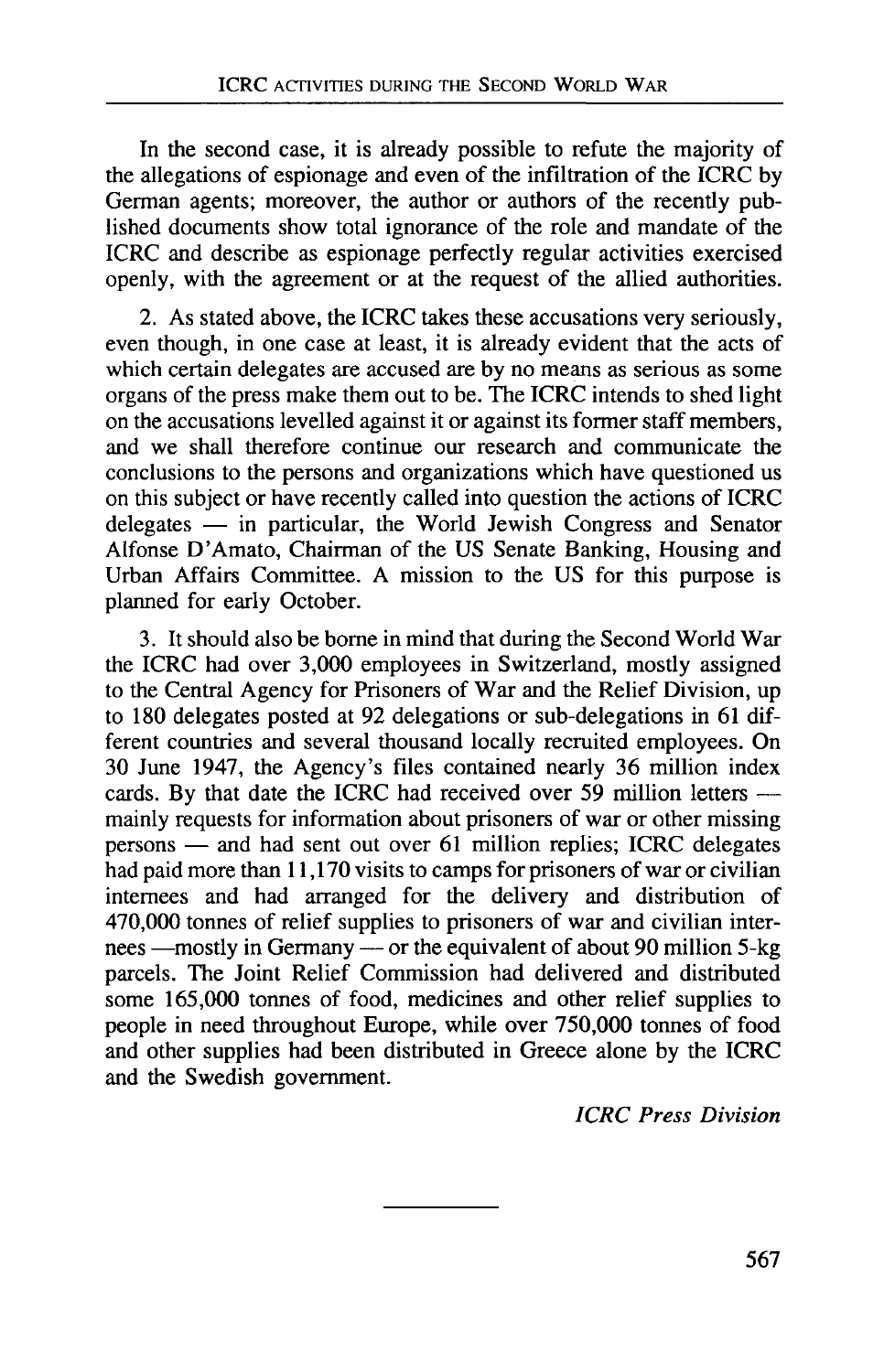In the second case, it is already possible to refute the majority of the allegations of espionage and even of the infiltration of the ICRC by German agents; moreover, the author or authors of the recently published documents show total ignorance of the role and mandate of the ICRC and describe as espionage perfectly regular activities exercised openly, with the agreement or at the request of the allied authorities.

2. As stated above, the ICRC takes these accusations very seriously, even though, in one case at least, it is already evident that the acts of which certain delegates are accused are by no means as serious as some organs of the press make them out to be. The ICRC intends to shed light on the accusations levelled against it or against its former staff members, and we shall therefore continue our research and communicate the conclusions to the persons and organizations which have questioned us on this subject or have recently called into question the actions of ICRC delegates — in particular, the World Jewish Congress and Senator Alfonse D'Amato, Chairman of the US Senate Banking, Housing and Urban Affairs Committee. A mission to the US for this purpose is planned for early October.

3. It should also be borne in mind that during the Second World War the ICRC had over 3,000 employees in Switzerland, mostly assigned to the Central Agency for Prisoners of War and the Relief Division, up to 180 delegates posted at 92 delegations or sub-delegations in 61 different countries and several thousand locally recruited employees. On 30 June 1947, the Agency's files contained nearly 36 million index cards. By that date the ICRC had received over 59 million letters — mainly requests for information about prisoners of war or other missing persons — and had sent out over 61 million replies; ICRC delegates had paid more than 11,170 visits to camps for prisoners of war or civilian internees and had arranged for the delivery and distribution of 470,000 tonnes of relief supplies to prisoners of war and civilian internees —mostly in Germany — or the equivalent of about 90 million 5-kg parcels. The Joint Relief Commission had delivered and distributed some 165,000 tonnes of food, medicines and other relief supplies to people in need throughout Europe, while over 750,000 tonnes of food and other supplies had been distributed in Greece alone by the ICRC and the Swedish government.

*ICRC Press Division*